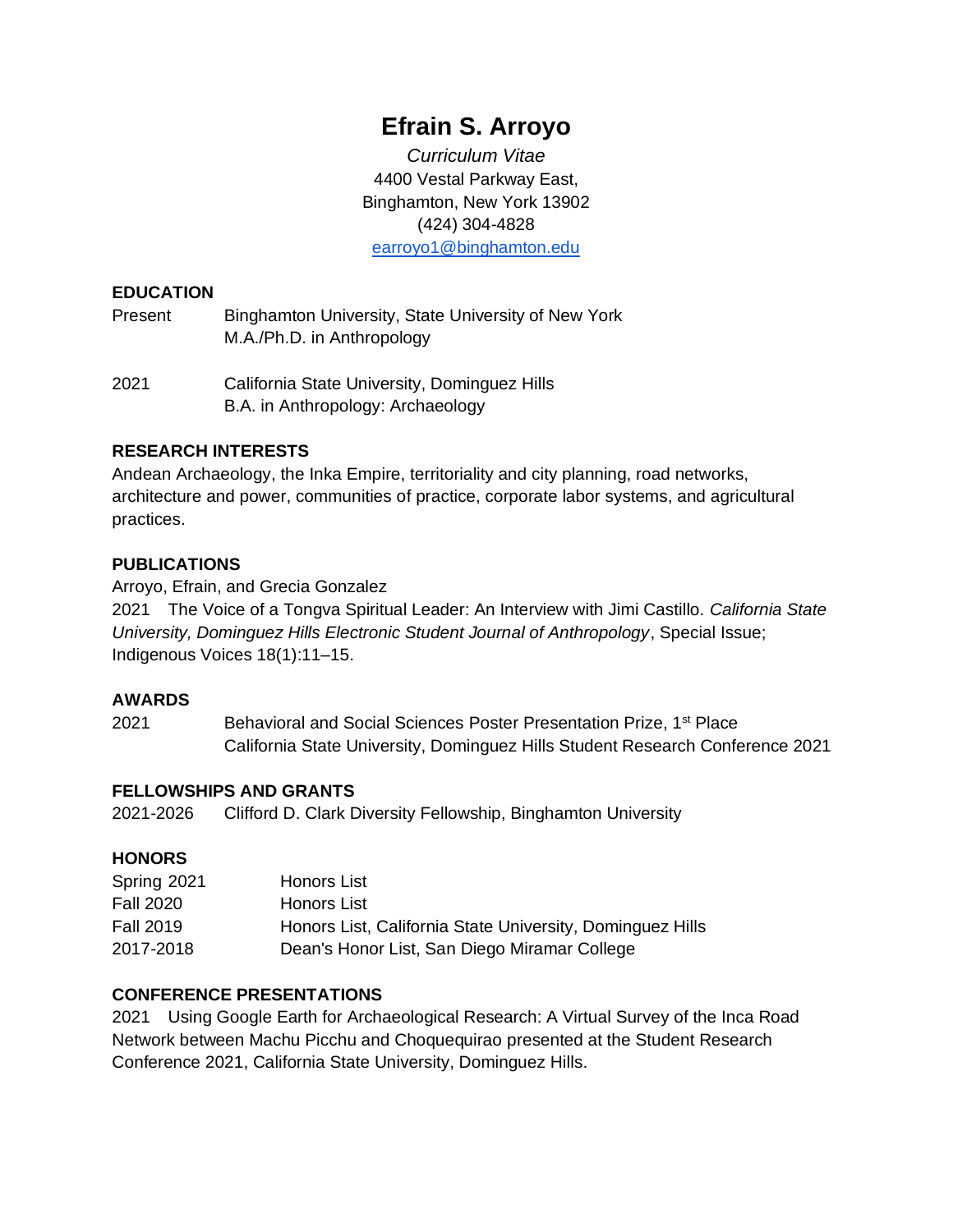# Efrain S. Arroyo

*Curriculum Vitae*
4400 Vestal Parkway East,
Binghamton, New York 13902
(424) 304-4828
earroyo1@binghamton.edu

## EDUCATION

Present — Binghamton University, State University of New York
M.A./Ph.D. in Anthropology

2021 — California State University, Dominguez Hills
B.A. in Anthropology: Archaeology

## RESEARCH INTERESTS

Andean Archaeology, the Inka Empire, territoriality and city planning, road networks, architecture and power, communities of practice, corporate labor systems, and agricultural practices.

## PUBLICATIONS

Arroyo, Efrain, and Grecia Gonzalez
2021 The Voice of a Tongva Spiritual Leader: An Interview with Jimi Castillo. *California State University, Dominguez Hills Electronic Student Journal of Anthropology*, Special Issue; Indigenous Voices 18(1):11–15.

## AWARDS

2021 — Behavioral and Social Sciences Poster Presentation Prize, 1st Place
California State University, Dominguez Hills Student Research Conference 2021

## FELLOWSHIPS AND GRANTS

2021-2026 — Clifford D. Clark Diversity Fellowship, Binghamton University

## HONORS

| | |
|---|---|
| Spring 2021 | Honors List |
| Fall 2020 | Honors List |
| Fall 2019 | Honors List, California State University, Dominguez Hills |
| 2017-2018 | Dean's Honor List, San Diego Miramar College |

## CONFERENCE PRESENTATIONS

2021 Using Google Earth for Archaeological Research: A Virtual Survey of the Inca Road Network between Machu Picchu and Choquequirao presented at the Student Research Conference 2021, California State University, Dominguez Hills.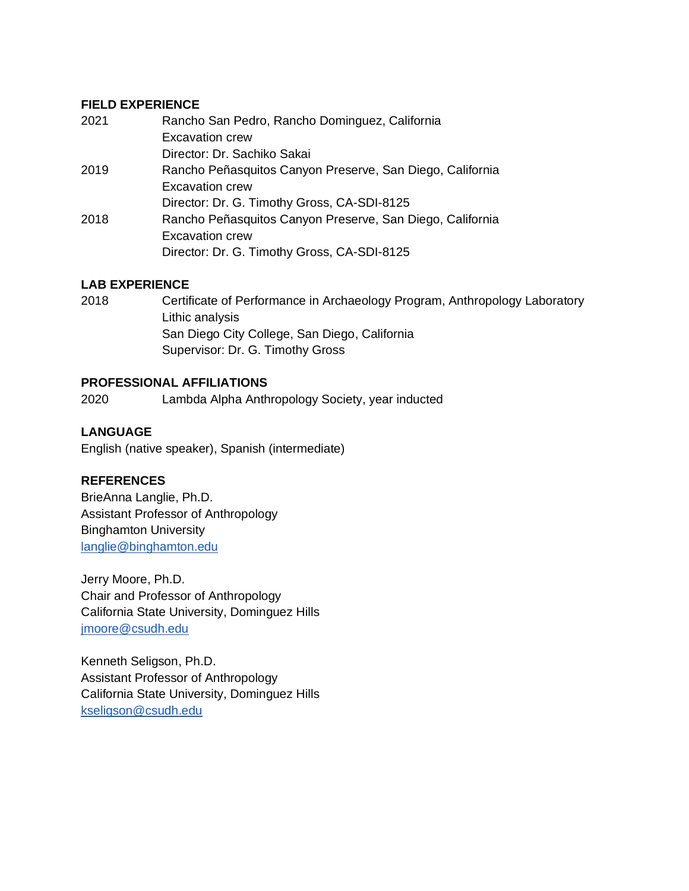## FIELD EXPERIENCE

2021 Rancho San Pedro, Rancho Dominguez, California
Excavation crew
Director: Dr. Sachiko Sakai

2019 Rancho Peñasquitos Canyon Preserve, San Diego, California
Excavation crew
Director: Dr. G. Timothy Gross, CA-SDI-8125

2018 Rancho Peñasquitos Canyon Preserve, San Diego, California
Excavation crew
Director: Dr. G. Timothy Gross, CA-SDI-8125

## LAB EXPERIENCE

2018 Certificate of Performance in Archaeology Program, Anthropology Laboratory
Lithic analysis
San Diego City College, San Diego, California
Supervisor: Dr. G. Timothy Gross

## PROFESSIONAL AFFILIATIONS

2020 Lambda Alpha Anthropology Society, year inducted

## LANGUAGE

English (native speaker), Spanish (intermediate)

## REFERENCES

BrieAnna Langlie, Ph.D.
Assistant Professor of Anthropology
Binghamton University
langlie@binghamton.edu

Jerry Moore, Ph.D.
Chair and Professor of Anthropology
California State University, Dominguez Hills
jmoore@csudh.edu

Kenneth Seligson, Ph.D.
Assistant Professor of Anthropology
California State University, Dominguez Hills
kseligson@csudh.edu